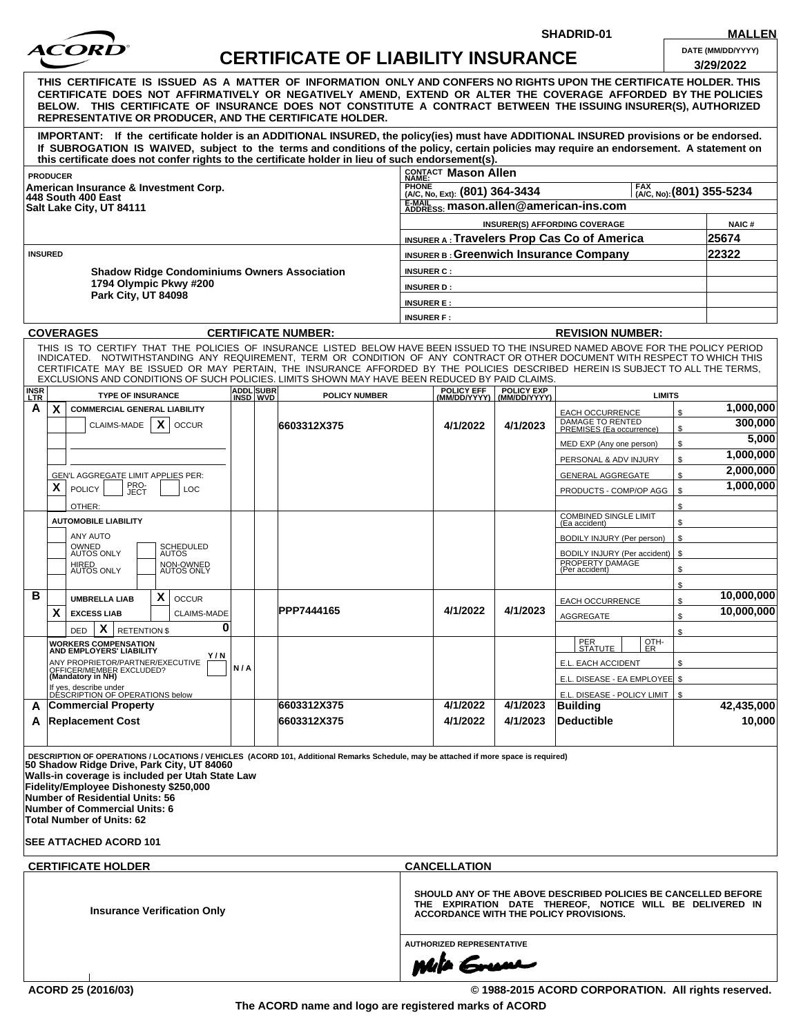SHADRID-01 | MALLEN

# CERTIFICATE OF LIABILITY INSURANCE

DATE (MM/DD/YYYY): 3/29/2022

**THIS CERTIFICATE IS ISSUED AS A MATTER OF INFORMATION ONLY AND CONFERS NO RIGHTS UPON THE CERTIFICATE HOLDER. THIS CERTIFICATE DOES NOT AFFIRMATIVELY OR NEGATIVELY AMEND, EXTEND OR ALTER THE COVERAGE AFFORDED BY THE POLICIES BELOW. THIS CERTIFICATE OF INSURANCE DOES NOT CONSTITUTE A CONTRACT BETWEEN THE ISSUING INSURER(S), AUTHORIZED REPRESENTATIVE OR PRODUCER, AND THE CERTIFICATE HOLDER.**

**IMPORTANT: If the certificate holder is an ADDITIONAL INSURED, the policy(ies) must have ADDITIONAL INSURED provisions or be endorsed. If SUBROGATION IS WAIVED, subject to the terms and conditions of the policy, certain policies may require an endorsement. A statement on this certificate does not confer rights to the certificate holder in lieu of such endorsement(s).**

**PRODUCER**
American Insurance & Investment Corp.
448 South 400 East
Salt Lake City, UT 84111

CONTACT NAME: Mason Allen
PHONE (A/C, No, Ext): (801) 364-3434
FAX (A/C, No): (801) 355-5234
E-MAIL ADDRESS: mason.allen@american-ins.com

| INSURER(S) AFFORDING COVERAGE | NAIC # |
|---|---|
| INSURER A : Travelers Prop Cas Co of America | 25674 |
| INSURER B : Greenwich Insurance Company | 22322 |
| INSURER C : | |
| INSURER D : | |
| INSURER E : | |
| INSURER F : | |

**INSURED**
Shadow Ridge Condominiums Owners Association
1794 Olympic Pkwy #200
Park City, UT 84098

**COVERAGES** CERTIFICATE NUMBER: REVISION NUMBER:

THIS IS TO CERTIFY THAT THE POLICIES OF INSURANCE LISTED BELOW HAVE BEEN ISSUED TO THE INSURED NAMED ABOVE FOR THE POLICY PERIOD INDICATED. NOTWITHSTANDING ANY REQUIREMENT, TERM OR CONDITION OF ANY CONTRACT OR OTHER DOCUMENT WITH RESPECT TO WHICH THIS CERTIFICATE MAY BE ISSUED OR MAY PERTAIN, THE INSURANCE AFFORDED BY THE POLICIES DESCRIBED HEREIN IS SUBJECT TO ALL THE TERMS, EXCLUSIONS AND CONDITIONS OF SUCH POLICIES. LIMITS SHOWN MAY HAVE BEEN REDUCED BY PAID CLAIMS.

| INSR LTR | TYPE OF INSURANCE | ADDL INSD | SUBR WVD | POLICY NUMBER | POLICY EFF (MM/DD/YYYY) | POLICY EXP (MM/DD/YYYY) | LIMITS | |
|---|---|---|---|---|---|---|---|---|
| A | X COMMERCIAL GENERAL LIABILITY | | | 6603312X375 | 4/1/2022 | 4/1/2023 | EACH OCCURRENCE | $ 1,000,000 |
| | CLAIMS-MADE X OCCUR | | | | | | DAMAGE TO RENTED PREMISES (Ea occurrence) | $ 300,000 |
| | | | | | | | MED EXP (Any one person) | $ 5,000 |
| | | | | | | | PERSONAL & ADV INJURY | $ 1,000,000 |
| | GEN'L AGGREGATE LIMIT APPLIES PER: | | | | | | GENERAL AGGREGATE | $ 2,000,000 |
| | X POLICY PRO-JECT LOC | | | | | | PRODUCTS - COMP/OP AGG | $ 1,000,000 |
| | OTHER: | | | | | | | $ |
| | AUTOMOBILE LIABILITY | | | | | | COMBINED SINGLE LIMIT (Ea accident) | $ |
| | ANY AUTO | | | | | | BODILY INJURY (Per person) | $ |
| | OWNED AUTOS ONLY / SCHEDULED AUTOS | | | | | | BODILY INJURY (Per accident) | $ |
| | HIRED AUTOS ONLY / NON-OWNED AUTOS ONLY | | | | | | PROPERTY DAMAGE (Per accident) | $ |
| | | | | | | | | $ |
| B | UMBRELLA LIAB X OCCUR | | | PPP7444165 | 4/1/2022 | 4/1/2023 | EACH OCCURRENCE | $ 10,000,000 |
| | X EXCESS LIAB CLAIMS-MADE | | | | | | AGGREGATE | $ 10,000,000 |
| | DED X RETENTION $ 0 | | | | | | | $ |
| | WORKERS COMPENSATION AND EMPLOYERS' LIABILITY Y/N | | | | | | PER STATUTE / OTH-ER | |
| | ANY PROPRIETOR/PARTNER/EXECUTIVE OFFICER/MEMBER EXCLUDED? (Mandatory in NH) | N/A | | | | | E.L. EACH ACCIDENT | $ |
| | If yes, describe under DESCRIPTION OF OPERATIONS below | | | | | | E.L. DISEASE - EA EMPLOYEE | $ |
| | | | | | | | E.L. DISEASE - POLICY LIMIT | $ |
| A | Commercial Property | | | 6603312X375 | 4/1/2022 | 4/1/2023 | Building | 42,435,000 |
| A | Replacement Cost | | | 6603312X375 | 4/1/2022 | 4/1/2023 | Deductible | 10,000 |

**DESCRIPTION OF OPERATIONS / LOCATIONS / VEHICLES** (ACORD 101, Additional Remarks Schedule, may be attached if more space is required)
50 Shadow Ridge Drive, Park City, UT 84060
Walls-in coverage is included per Utah State Law
Fidelity/Employee Dishonesty $250,000
Number of Residential Units: 56
Number of Commercial Units: 6
Total Number of Units: 62

SEE ATTACHED ACORD 101

**CERTIFICATE HOLDER**

Insurance Verification Only

**CANCELLATION**

SHOULD ANY OF THE ABOVE DESCRIBED POLICIES BE CANCELLED BEFORE THE EXPIRATION DATE THEREOF, NOTICE WILL BE DELIVERED IN ACCORDANCE WITH THE POLICY PROVISIONS.

AUTHORIZED REPRESENTATIVE

ACORD 25 (2016/03) © 1988-2015 ACORD CORPORATION. All rights reserved.

The ACORD name and logo are registered marks of ACORD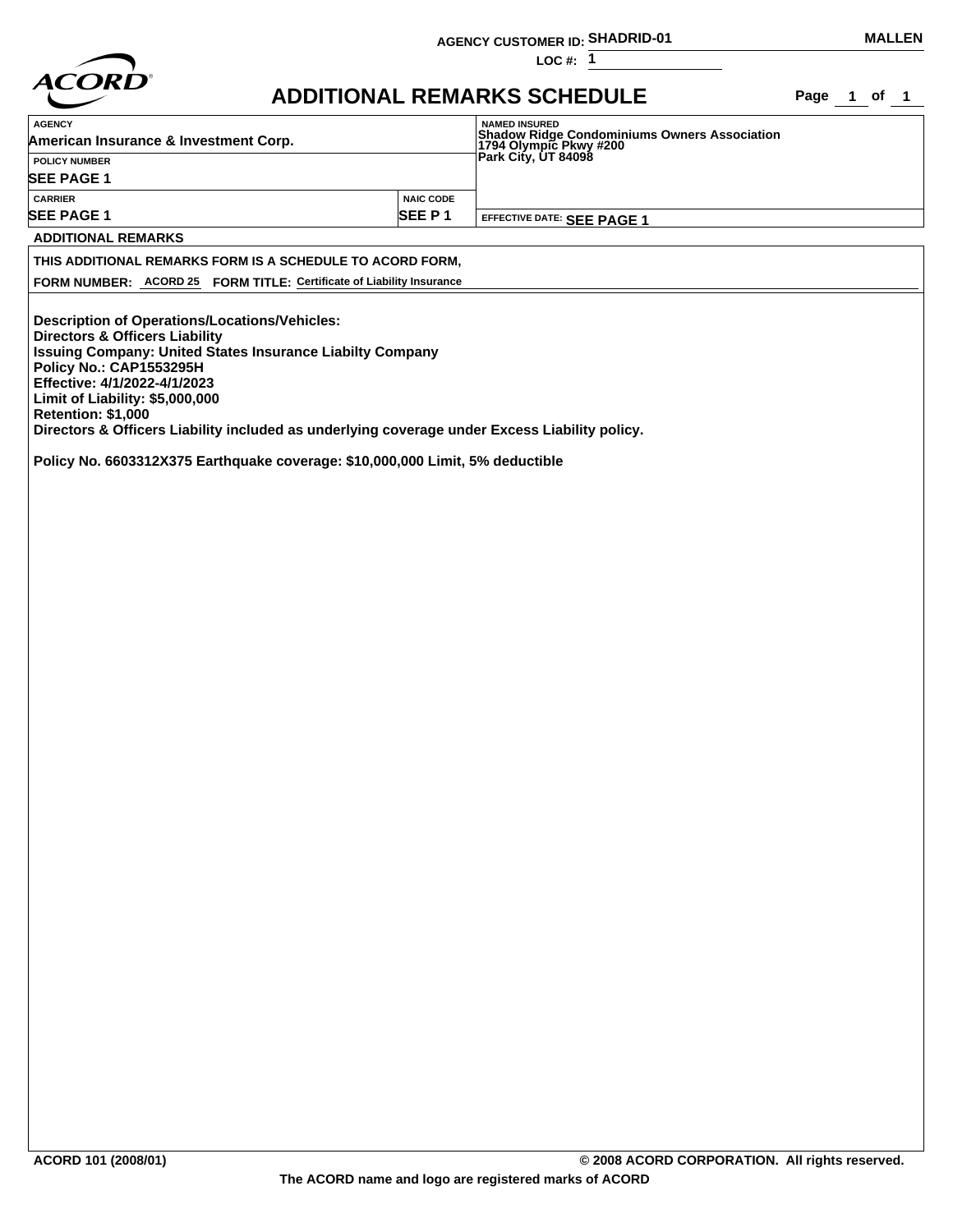AGENCY CUSTOMER ID: SHADRID-01

MALLEN

LOC #: 1

# ADDITIONAL REMARKS SCHEDULE

| | |
|---|---|
| AGENCY<br>American Insurance & Investment Corp. | NAMED INSURED<br>Shadow Ridge Condominiums Owners Association<br>1794 Olympic Pkwy #200<br>Park City, UT 84098 |
| POLICY NUMBER<br>SEE PAGE 1 | |
| CARRIER<br>SEE PAGE 1 — NAIC CODE<br>SEE P 1 | EFFECTIVE DATE: SEE PAGE 1 |

## ADDITIONAL REMARKS

THIS ADDITIONAL REMARKS FORM IS A SCHEDULE TO ACORD FORM,

FORM NUMBER: ACORD 25 FORM TITLE: Certificate of Liability Insurance

**Description of Operations/Locations/Vehicles:**
**Directors & Officers Liability**
**Issuing Company: United States Insurance Liabilty Company**
**Policy No.: CAP1553295H**
**Effective: 4/1/2022-4/1/2023**
**Limit of Liability: $5,000,000**
**Retention: $1,000**
**Directors & Officers Liability included as underlying coverage under Excess Liability policy.**

**Policy No. 6603312X375 Earthquake coverage: $10,000,000 Limit, 5% deductible**

ACORD 101 (2008/01) © 2008 ACORD CORPORATION. All rights reserved.

The ACORD name and logo are registered marks of ACORD